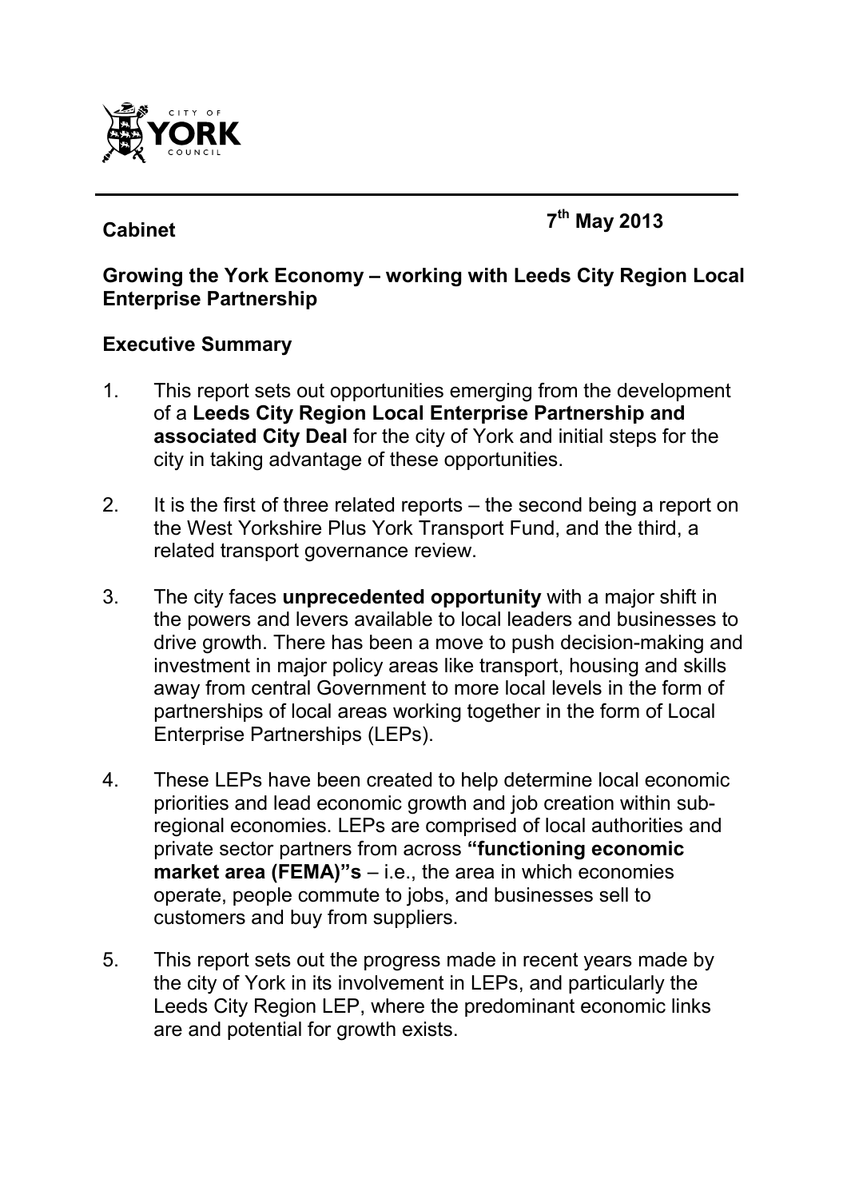CITY OF YORK COUNCIL

**Cabinet** **7th May 2013**

**Growing the York Economy – working with Leeds City Region Local Enterprise Partnership**

## Executive Summary

1. This report sets out opportunities emerging from the development of a **Leeds City Region Local Enterprise Partnership and associated City Deal** for the city of York and initial steps for the city in taking advantage of these opportunities.

2. It is the first of three related reports – the second being a report on the West Yorkshire Plus York Transport Fund, and the third, a related transport governance review.

3. The city faces **unprecedented opportunity** with a major shift in the powers and levers available to local leaders and businesses to drive growth. There has been a move to push decision-making and investment in major policy areas like transport, housing and skills away from central Government to more local levels in the form of partnerships of local areas working together in the form of Local Enterprise Partnerships (LEPs).

4. These LEPs have been created to help determine local economic priorities and lead economic growth and job creation within sub-regional economies. LEPs are comprised of local authorities and private sector partners from across **"functioning economic market area (FEMA)"s** – i.e., the area in which economies operate, people commute to jobs, and businesses sell to customers and buy from suppliers.

5. This report sets out the progress made in recent years made by the city of York in its involvement in LEPs, and particularly the Leeds City Region LEP, where the predominant economic links are and potential for growth exists.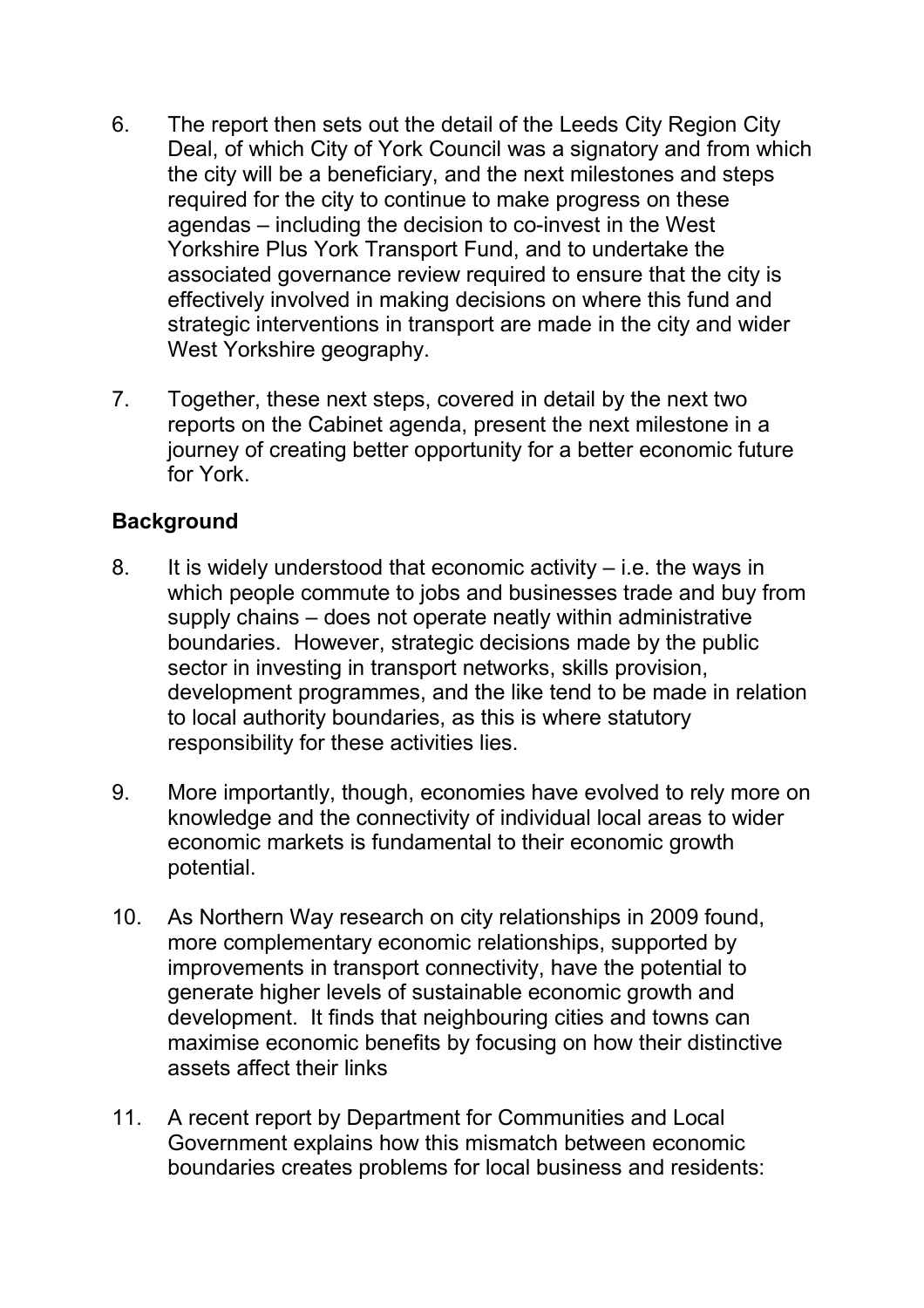6. The report then sets out the detail of the Leeds City Region City Deal, of which City of York Council was a signatory and from which the city will be a beneficiary, and the next milestones and steps required for the city to continue to make progress on these agendas – including the decision to co-invest in the West Yorkshire Plus York Transport Fund, and to undertake the associated governance review required to ensure that the city is effectively involved in making decisions on where this fund and strategic interventions in transport are made in the city and wider West Yorkshire geography.

7. Together, these next steps, covered in detail by the next two reports on the Cabinet agenda, present the next milestone in a journey of creating better opportunity for a better economic future for York.

**Background**

8. It is widely understood that economic activity – i.e. the ways in which people commute to jobs and businesses trade and buy from supply chains – does not operate neatly within administrative boundaries. However, strategic decisions made by the public sector in investing in transport networks, skills provision, development programmes, and the like tend to be made in relation to local authority boundaries, as this is where statutory responsibility for these activities lies.

9. More importantly, though, economies have evolved to rely more on knowledge and the connectivity of individual local areas to wider economic markets is fundamental to their economic growth potential.

10. As Northern Way research on city relationships in 2009 found, more complementary economic relationships, supported by improvements in transport connectivity, have the potential to generate higher levels of sustainable economic growth and development. It finds that neighbouring cities and towns can maximise economic benefits by focusing on how their distinctive assets affect their links

11. A recent report by Department for Communities and Local Government explains how this mismatch between economic boundaries creates problems for local business and residents: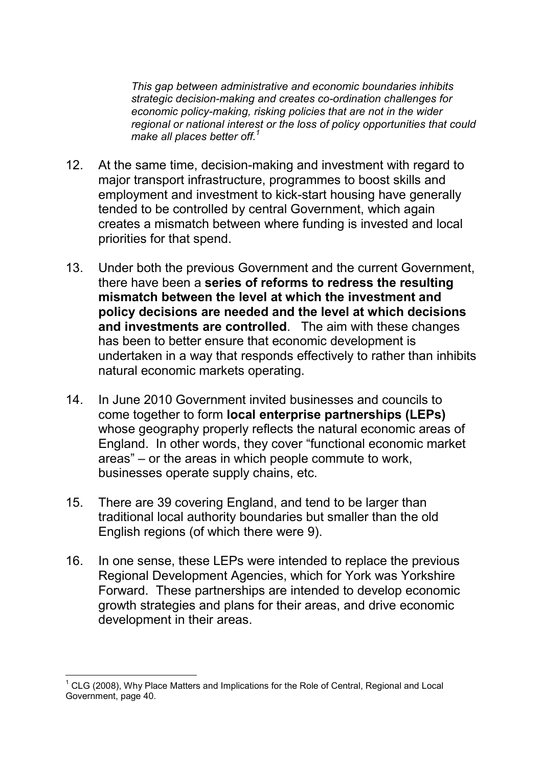*This gap between administrative and economic boundaries inhibits strategic decision-making and creates co-ordination challenges for economic policy-making, risking policies that are not in the wider regional or national interest or the loss of policy opportunities that could make all places better off.*[1]

12. At the same time, decision-making and investment with regard to major transport infrastructure, programmes to boost skills and employment and investment to kick-start housing have generally tended to be controlled by central Government, which again creates a mismatch between where funding is invested and local priorities for that spend.

13. Under both the previous Government and the current Government, there have been a **series of reforms to redress the resulting mismatch between the level at which the investment and policy decisions are needed and the level at which decisions and investments are controlled**. The aim with these changes has been to better ensure that economic development is undertaken in a way that responds effectively to rather than inhibits natural economic markets operating.

14. In June 2010 Government invited businesses and councils to come together to form **local enterprise partnerships (LEPs)** whose geography properly reflects the natural economic areas of England. In other words, they cover "functional economic market areas" – or the areas in which people commute to work, businesses operate supply chains, etc.

15. There are 39 covering England, and tend to be larger than traditional local authority boundaries but smaller than the old English regions (of which there were 9).

16. In one sense, these LEPs were intended to replace the previous Regional Development Agencies, which for York was Yorkshire Forward. These partnerships are intended to develop economic growth strategies and plans for their areas, and drive economic development in their areas.

---

[1] CLG (2008), Why Place Matters and Implications for the Role of Central, Regional and Local Government, page 40.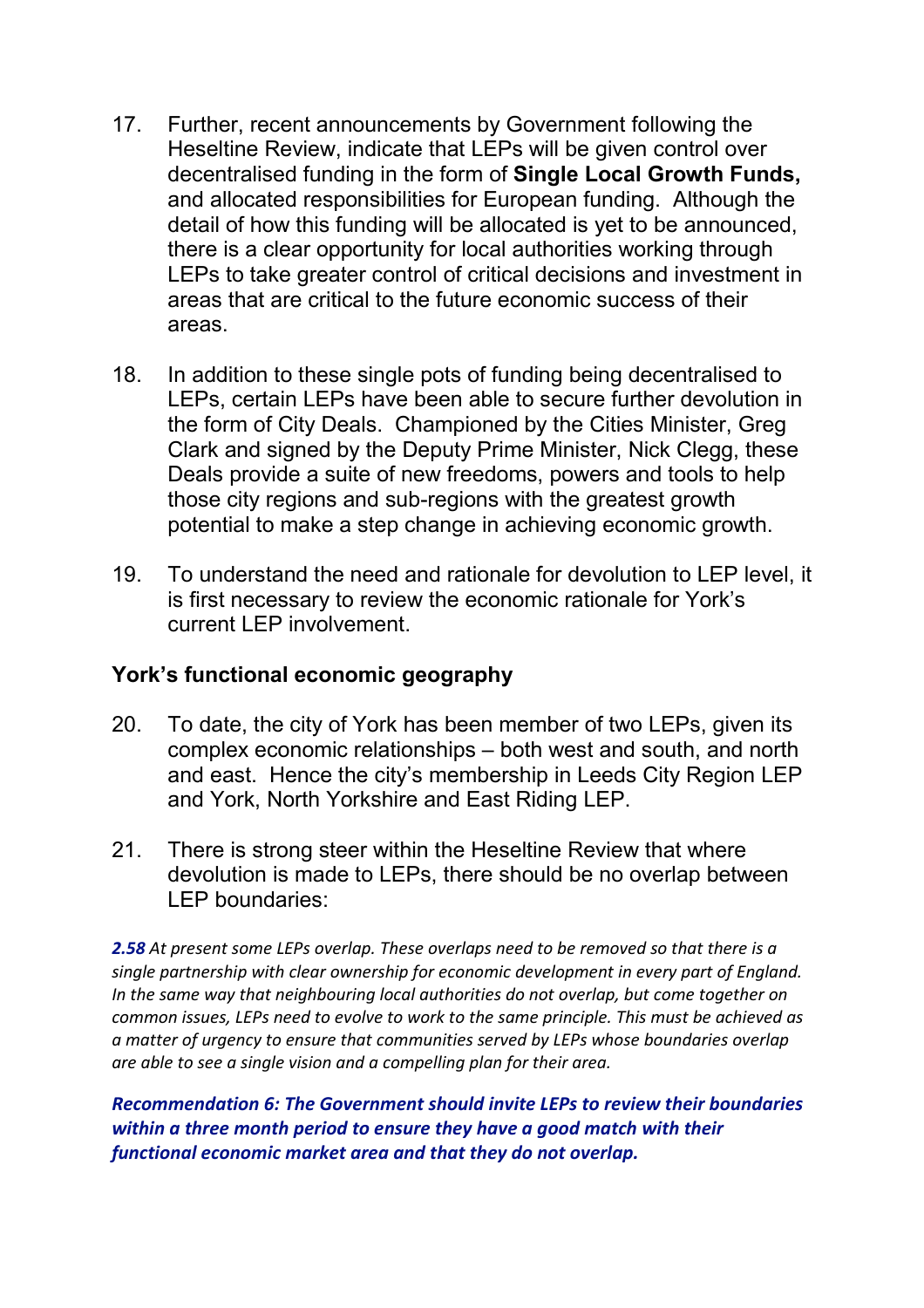17. Further, recent announcements by Government following the Heseltine Review, indicate that LEPs will be given control over decentralised funding in the form of **Single Local Growth Funds,** and allocated responsibilities for European funding. Although the detail of how this funding will be allocated is yet to be announced, there is a clear opportunity for local authorities working through LEPs to take greater control of critical decisions and investment in areas that are critical to the future economic success of their areas.

18. In addition to these single pots of funding being decentralised to LEPs, certain LEPs have been able to secure further devolution in the form of City Deals. Championed by the Cities Minister, Greg Clark and signed by the Deputy Prime Minister, Nick Clegg, these Deals provide a suite of new freedoms, powers and tools to help those city regions and sub-regions with the greatest growth potential to make a step change in achieving economic growth.

19. To understand the need and rationale for devolution to LEP level, it is first necessary to review the economic rationale for York's current LEP involvement.

### York's functional economic geography

20. To date, the city of York has been member of two LEPs, given its complex economic relationships – both west and south, and north and east. Hence the city's membership in Leeds City Region LEP and York, North Yorkshire and East Riding LEP.

21. There is strong steer within the Heseltine Review that where devolution is made to LEPs, there should be no overlap between LEP boundaries:

> ***2.58*** *At present some LEPs overlap. These overlaps need to be removed so that there is a single partnership with clear ownership for economic development in every part of England. In the same way that neighbouring local authorities do not overlap, but come together on common issues, LEPs need to evolve to work to the same principle. This must be achieved as a matter of urgency to ensure that communities served by LEPs whose boundaries overlap are able to see a single vision and a compelling plan for their area.*
>
> ***Recommendation 6: The Government should invite LEPs to review their boundaries within a three month period to ensure they have a good match with their functional economic market area and that they do not overlap.***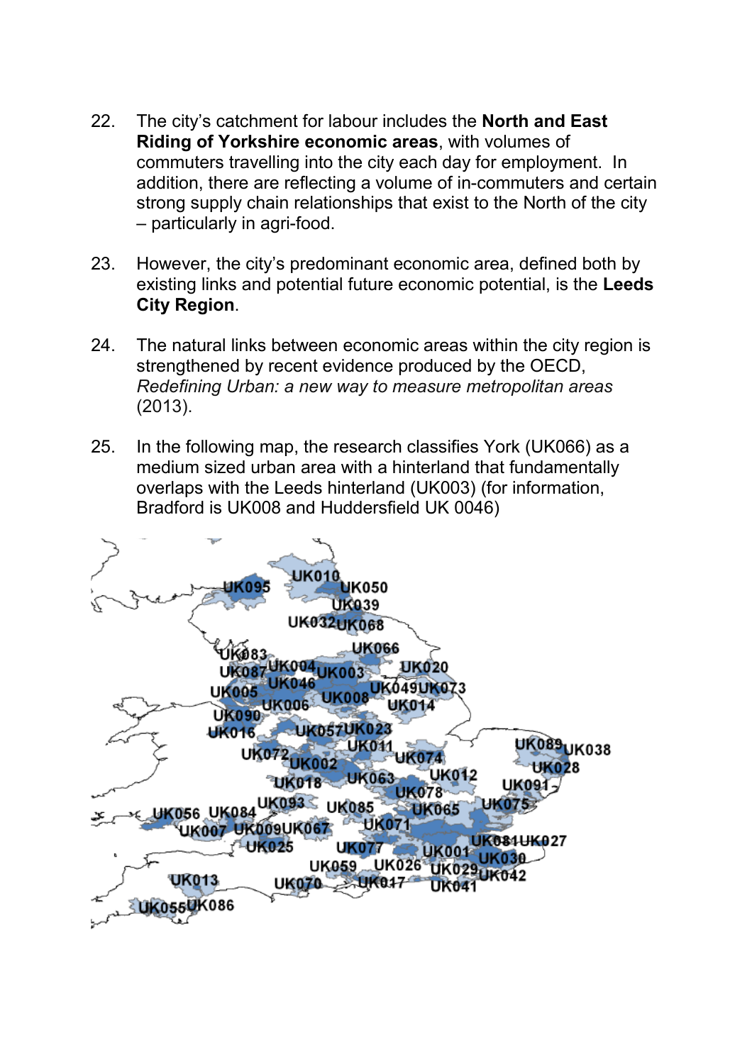22. The city's catchment for labour includes the **North and East Riding of Yorkshire economic areas**, with volumes of commuters travelling into the city each day for employment. In addition, there are reflecting a volume of in-commuters and certain strong supply chain relationships that exist to the North of the city – particularly in agri-food.

23. However, the city's predominant economic area, defined both by existing links and potential future economic potential, is the **Leeds City Region**.

24. The natural links between economic areas within the city region is strengthened by recent evidence produced by the OECD, *Redefining Urban: a new way to measure metropolitan areas* (2013).

25. In the following map, the research classifies York (UK066) as a medium sized urban area with a hinterland that fundamentally overlaps with the Leeds hinterland (UK003) (for information, Bradford is UK008 and Huddersfield UK 0046)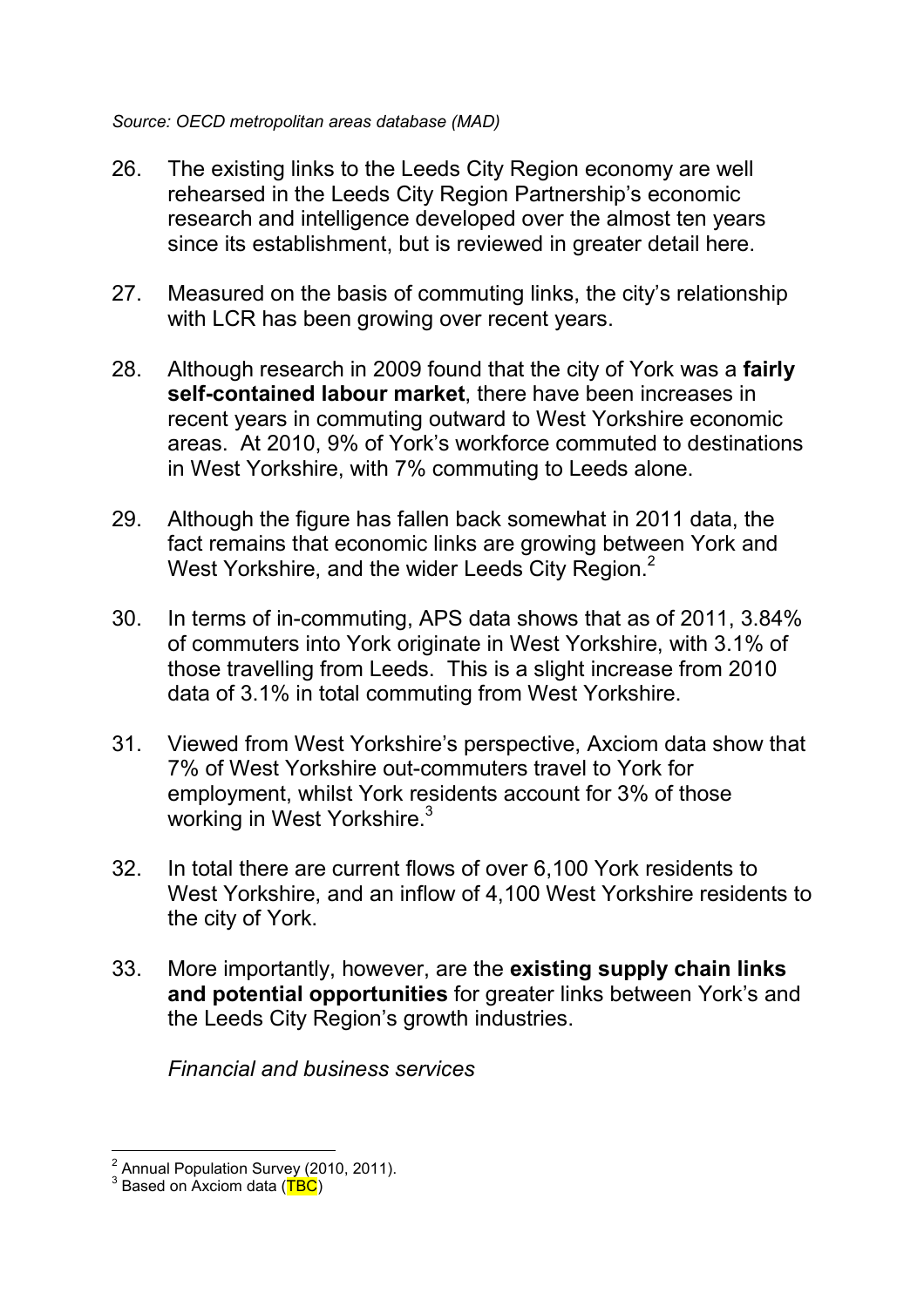*Source: OECD metropolitan areas database (MAD)*

26. The existing links to the Leeds City Region economy are well rehearsed in the Leeds City Region Partnership's economic research and intelligence developed over the almost ten years since its establishment, but is reviewed in greater detail here.

27. Measured on the basis of commuting links, the city's relationship with LCR has been growing over recent years.

28. Although research in 2009 found that the city of York was a **fairly self-contained labour market**, there have been increases in recent years in commuting outward to West Yorkshire economic areas. At 2010, 9% of York's workforce commuted to destinations in West Yorkshire, with 7% commuting to Leeds alone.

29. Although the figure has fallen back somewhat in 2011 data, the fact remains that economic links are growing between York and West Yorkshire, and the wider Leeds City Region.[2]

30. In terms of in-commuting, APS data shows that as of 2011, 3.84% of commuters into York originate in West Yorkshire, with 3.1% of those travelling from Leeds. This is a slight increase from 2010 data of 3.1% in total commuting from West Yorkshire.

31. Viewed from West Yorkshire's perspective, Axciom data show that 7% of West Yorkshire out-commuters travel to York for employment, whilst York residents account for 3% of those working in West Yorkshire.[3]

32. In total there are current flows of over 6,100 York residents to West Yorkshire, and an inflow of 4,100 West Yorkshire residents to the city of York.

33. More importantly, however, are the **existing supply chain links and potential opportunities** for greater links between York's and the Leeds City Region's growth industries.

*Financial and business services*

---

[2] Annual Population Survey (2010, 2011).

[3] Based on Axciom data (TBC)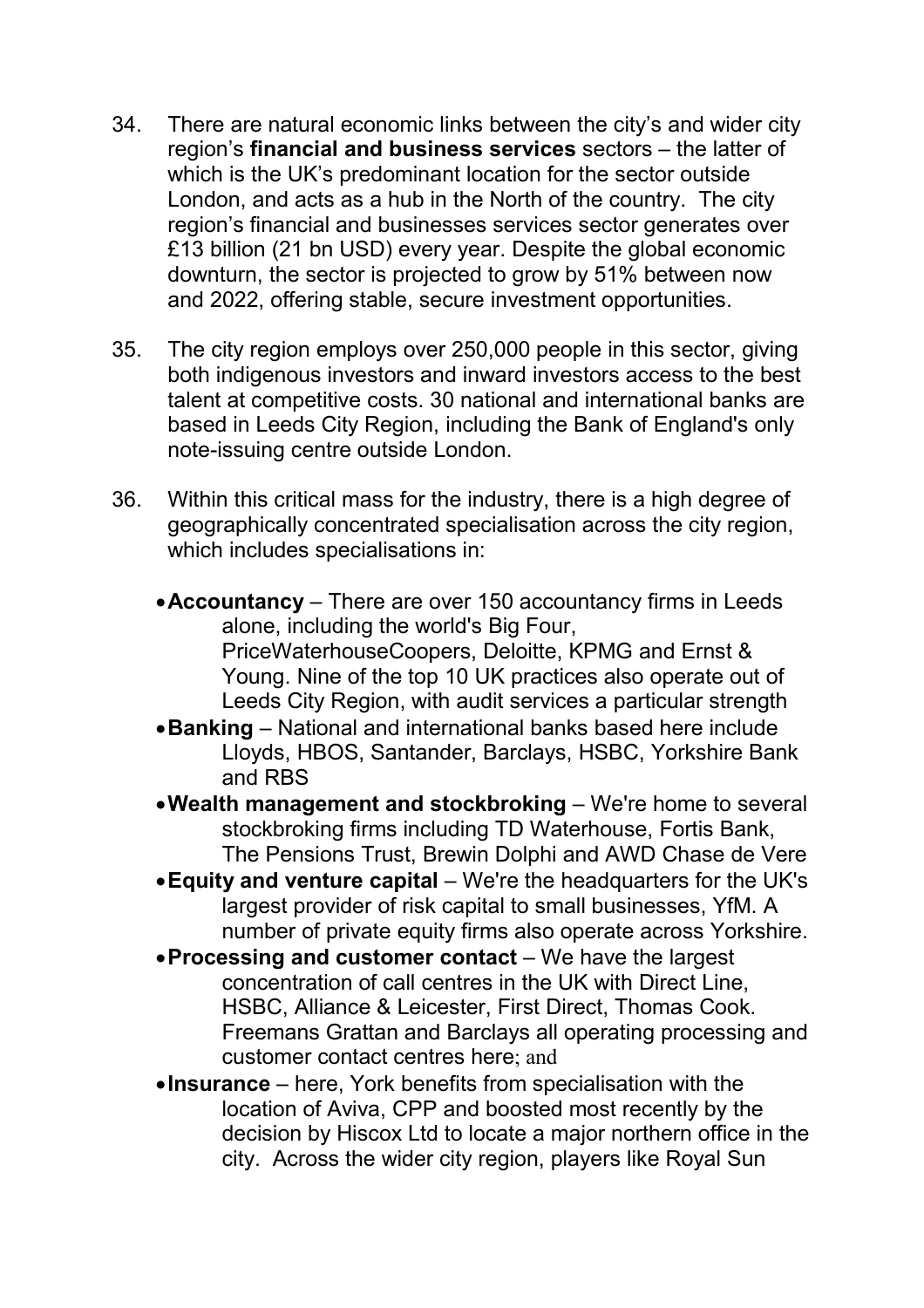34. There are natural economic links between the city's and wider city region's **financial and business services** sectors – the latter of which is the UK's predominant location for the sector outside London, and acts as a hub in the North of the country. The city region's financial and businesses services sector generates over £13 billion (21 bn USD) every year. Despite the global economic downturn, the sector is projected to grow by 51% between now and 2022, offering stable, secure investment opportunities.

35. The city region employs over 250,000 people in this sector, giving both indigenous investors and inward investors access to the best talent at competitive costs. 30 national and international banks are based in Leeds City Region, including the Bank of England's only note-issuing centre outside London.

36. Within this critical mass for the industry, there is a high degree of geographically concentrated specialisation across the city region, which includes specialisations in:

    - **Accountancy** – There are over 150 accountancy firms in Leeds alone, including the world's Big Four, PriceWaterhouseCoopers, Deloitte, KPMG and Ernst & Young. Nine of the top 10 UK practices also operate out of Leeds City Region, with audit services a particular strength
    - **Banking** – National and international banks based here include Lloyds, HBOS, Santander, Barclays, HSBC, Yorkshire Bank and RBS
    - **Wealth management and stockbroking** – We're home to several stockbroking firms including TD Waterhouse, Fortis Bank, The Pensions Trust, Brewin Dolphi and AWD Chase de Vere
    - **Equity and venture capital** – We're the headquarters for the UK's largest provider of risk capital to small businesses, YfM. A number of private equity firms also operate across Yorkshire.
    - **Processing and customer contact** – We have the largest concentration of call centres in the UK with Direct Line, HSBC, Alliance & Leicester, First Direct, Thomas Cook. Freemans Grattan and Barclays all operating processing and customer contact centres here; and
    - **Insurance** – here, York benefits from specialisation with the location of Aviva, CPP and boosted most recently by the decision by Hiscox Ltd to locate a major northern office in the city. Across the wider city region, players like Royal Sun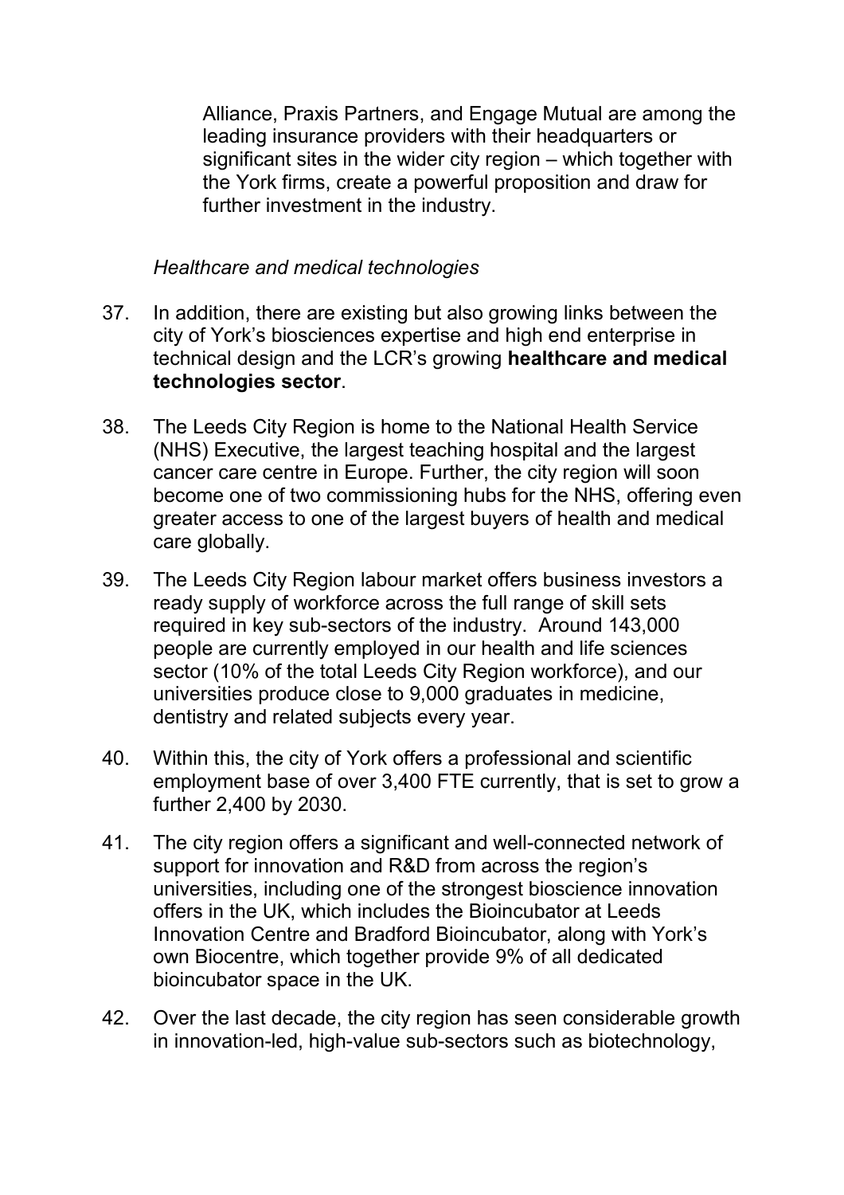Alliance, Praxis Partners, and Engage Mutual are among the leading insurance providers with their headquarters or significant sites in the wider city region – which together with the York firms, create a powerful proposition and draw for further investment in the industry.

*Healthcare and medical technologies*

37. In addition, there are existing but also growing links between the city of York's biosciences expertise and high end enterprise in technical design and the LCR's growing **healthcare and medical technologies sector**.

38. The Leeds City Region is home to the National Health Service (NHS) Executive, the largest teaching hospital and the largest cancer care centre in Europe. Further, the city region will soon become one of two commissioning hubs for the NHS, offering even greater access to one of the largest buyers of health and medical care globally.

39. The Leeds City Region labour market offers business investors a ready supply of workforce across the full range of skill sets required in key sub-sectors of the industry. Around 143,000 people are currently employed in our health and life sciences sector (10% of the total Leeds City Region workforce), and our universities produce close to 9,000 graduates in medicine, dentistry and related subjects every year.

40. Within this, the city of York offers a professional and scientific employment base of over 3,400 FTE currently, that is set to grow a further 2,400 by 2030.

41. The city region offers a significant and well-connected network of support for innovation and R&D from across the region's universities, including one of the strongest bioscience innovation offers in the UK, which includes the Bioincubator at Leeds Innovation Centre and Bradford Bioincubator, along with York's own Biocentre, which together provide 9% of all dedicated bioincubator space in the UK.

42. Over the last decade, the city region has seen considerable growth in innovation-led, high-value sub-sectors such as biotechnology,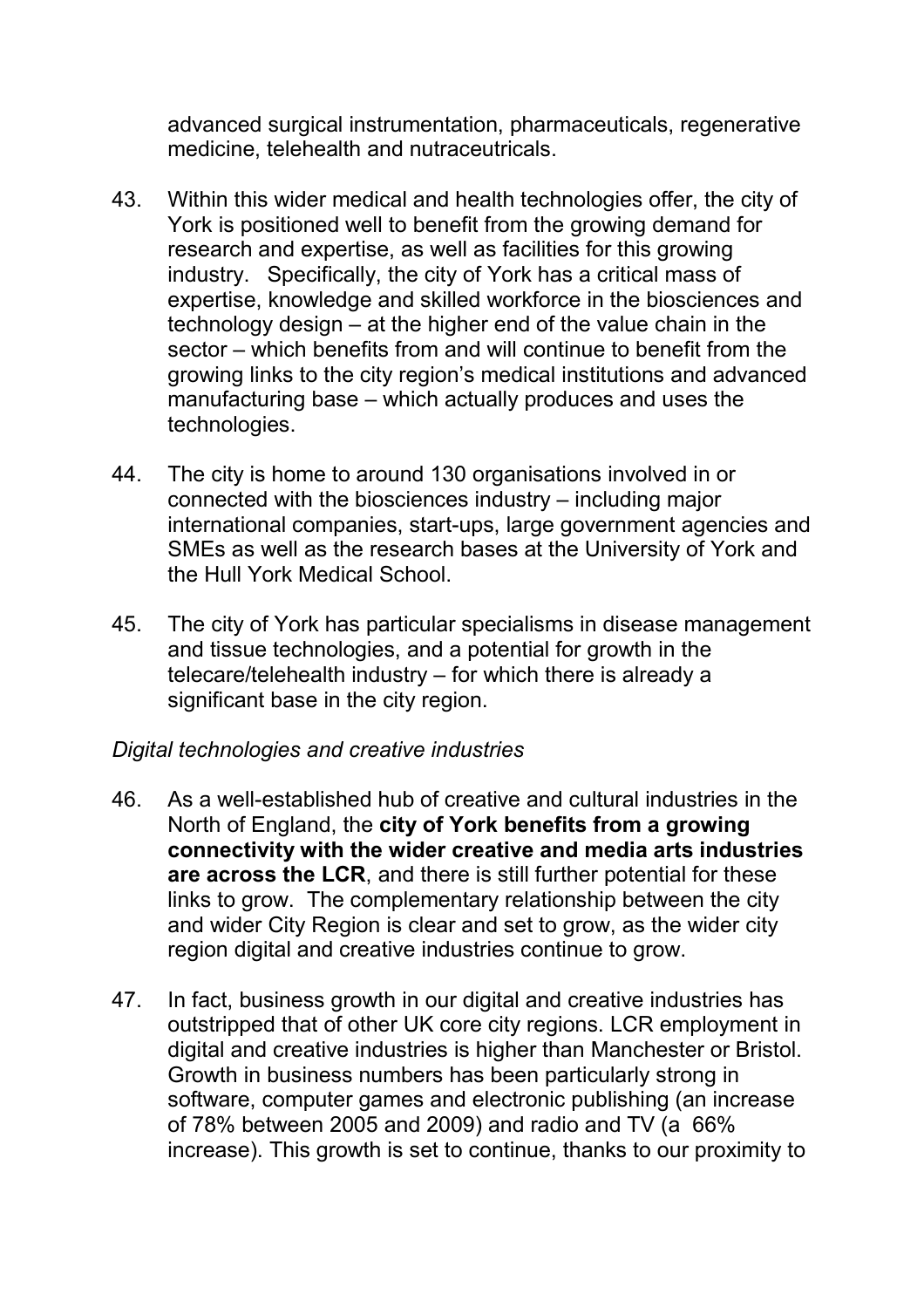advanced surgical instrumentation, pharmaceuticals, regenerative medicine, telehealth and nutraceutricals.

43. Within this wider medical and health technologies offer, the city of York is positioned well to benefit from the growing demand for research and expertise, as well as facilities for this growing industry. Specifically, the city of York has a critical mass of expertise, knowledge and skilled workforce in the biosciences and technology design – at the higher end of the value chain in the sector – which benefits from and will continue to benefit from the growing links to the city region's medical institutions and advanced manufacturing base – which actually produces and uses the technologies.

44. The city is home to around 130 organisations involved in or connected with the biosciences industry – including major international companies, start-ups, large government agencies and SMEs as well as the research bases at the University of York and the Hull York Medical School.

45. The city of York has particular specialisms in disease management and tissue technologies, and a potential for growth in the telecare/telehealth industry – for which there is already a significant base in the city region.

*Digital technologies and creative industries*

46. As a well-established hub of creative and cultural industries in the North of England, the **city of York benefits from a growing connectivity with the wider creative and media arts industries are across the LCR**, and there is still further potential for these links to grow. The complementary relationship between the city and wider City Region is clear and set to grow, as the wider city region digital and creative industries continue to grow.

47. In fact, business growth in our digital and creative industries has outstripped that of other UK core city regions. LCR employment in digital and creative industries is higher than Manchester or Bristol. Growth in business numbers has been particularly strong in software, computer games and electronic publishing (an increase of 78% between 2005 and 2009) and radio and TV (a 66% increase). This growth is set to continue, thanks to our proximity to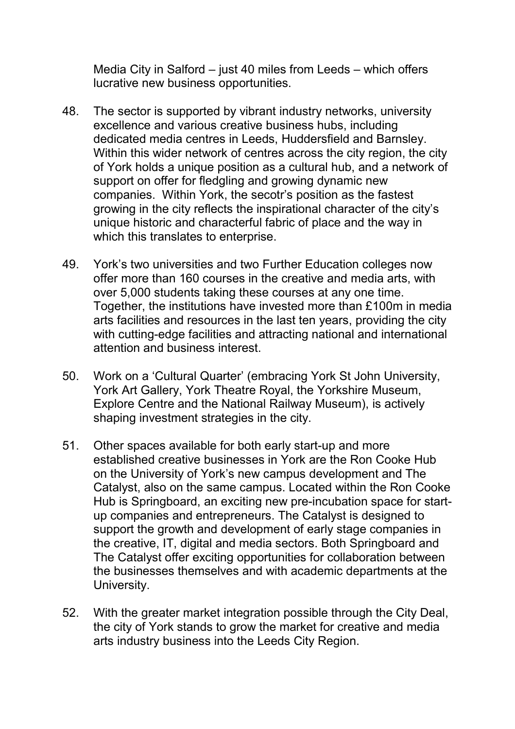Media City in Salford – just 40 miles from Leeds – which offers lucrative new business opportunities.

48. The sector is supported by vibrant industry networks, university excellence and various creative business hubs, including dedicated media centres in Leeds, Huddersfield and Barnsley. Within this wider network of centres across the city region, the city of York holds a unique position as a cultural hub, and a network of support on offer for fledgling and growing dynamic new companies. Within York, the secotr's position as the fastest growing in the city reflects the inspirational character of the city's unique historic and characterful fabric of place and the way in which this translates to enterprise.

49. York's two universities and two Further Education colleges now offer more than 160 courses in the creative and media arts, with over 5,000 students taking these courses at any one time. Together, the institutions have invested more than £100m in media arts facilities and resources in the last ten years, providing the city with cutting-edge facilities and attracting national and international attention and business interest.

50. Work on a 'Cultural Quarter' (embracing York St John University, York Art Gallery, York Theatre Royal, the Yorkshire Museum, Explore Centre and the National Railway Museum), is actively shaping investment strategies in the city.

51. Other spaces available for both early start-up and more established creative businesses in York are the Ron Cooke Hub on the University of York's new campus development and The Catalyst, also on the same campus. Located within the Ron Cooke Hub is Springboard, an exciting new pre-incubation space for start-up companies and entrepreneurs. The Catalyst is designed to support the growth and development of early stage companies in the creative, IT, digital and media sectors. Both Springboard and The Catalyst offer exciting opportunities for collaboration between the businesses themselves and with academic departments at the University.

52. With the greater market integration possible through the City Deal, the city of York stands to grow the market for creative and media arts industry business into the Leeds City Region.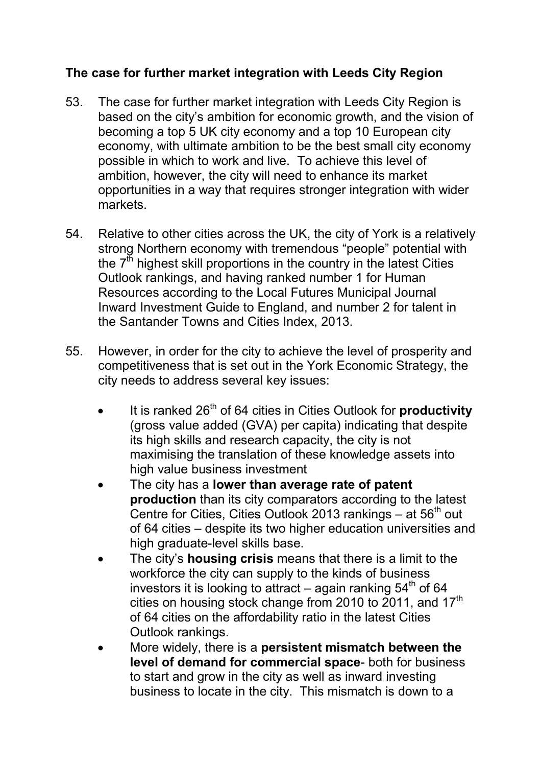**The case for further market integration with Leeds City Region**

53. The case for further market integration with Leeds City Region is based on the city's ambition for economic growth, and the vision of becoming a top 5 UK city economy and a top 10 European city economy, with ultimate ambition to be the best small city economy possible in which to work and live. To achieve this level of ambition, however, the city will need to enhance its market opportunities in a way that requires stronger integration with wider markets.

54. Relative to other cities across the UK, the city of York is a relatively strong Northern economy with tremendous "people" potential with the 7th highest skill proportions in the country in the latest Cities Outlook rankings, and having ranked number 1 for Human Resources according to the Local Futures Municipal Journal Inward Investment Guide to England, and number 2 for talent in the Santander Towns and Cities Index, 2013.

55. However, in order for the city to achieve the level of prosperity and competitiveness that is set out in the York Economic Strategy, the city needs to address several key issues:

- It is ranked 26th of 64 cities in Cities Outlook for **productivity** (gross value added (GVA) per capita) indicating that despite its high skills and research capacity, the city is not maximising the translation of these knowledge assets into high value business investment
- The city has a **lower than average rate of patent production** than its city comparators according to the latest Centre for Cities, Cities Outlook 2013 rankings – at 56th out of 64 cities – despite its two higher education universities and high graduate-level skills base.
- The city's **housing crisis** means that there is a limit to the workforce the city can supply to the kinds of business investors it is looking to attract – again ranking 54th of 64 cities on housing stock change from 2010 to 2011, and 17th of 64 cities on the affordability ratio in the latest Cities Outlook rankings.
- More widely, there is a **persistent mismatch between the level of demand for commercial space**- both for business to start and grow in the city as well as inward investing business to locate in the city. This mismatch is down to a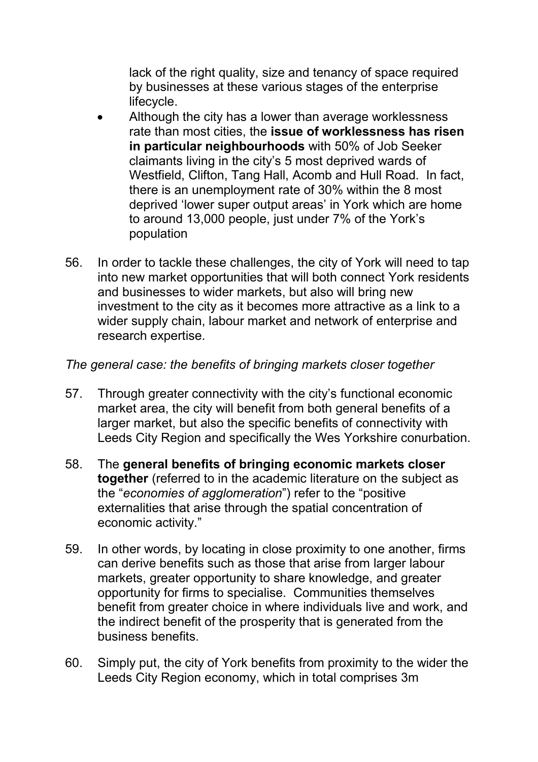lack of the right quality, size and tenancy of space required by businesses at these various stages of the enterprise lifecycle.

- Although the city has a lower than average worklessness rate than most cities, the **issue of worklessness has risen in particular neighbourhoods** with 50% of Job Seeker claimants living in the city's 5 most deprived wards of Westfield, Clifton, Tang Hall, Acomb and Hull Road. In fact, there is an unemployment rate of 30% within the 8 most deprived 'lower super output areas' in York which are home to around 13,000 people, just under 7% of the York's population

56. In order to tackle these challenges, the city of York will need to tap into new market opportunities that will both connect York residents and businesses to wider markets, but also will bring new investment to the city as it becomes more attractive as a link to a wider supply chain, labour market and network of enterprise and research expertise.

*The general case: the benefits of bringing markets closer together*

57. Through greater connectivity with the city's functional economic market area, the city will benefit from both general benefits of a larger market, but also the specific benefits of connectivity with Leeds City Region and specifically the Wes Yorkshire conurbation.

58. The **general benefits of bringing economic markets closer together** (referred to in the academic literature on the subject as the "*economies of agglomeration*") refer to the "positive externalities that arise through the spatial concentration of economic activity."

59. In other words, by locating in close proximity to one another, firms can derive benefits such as those that arise from larger labour markets, greater opportunity to share knowledge, and greater opportunity for firms to specialise. Communities themselves benefit from greater choice in where individuals live and work, and the indirect benefit of the prosperity that is generated from the business benefits.

60. Simply put, the city of York benefits from proximity to the wider the Leeds City Region economy, which in total comprises 3m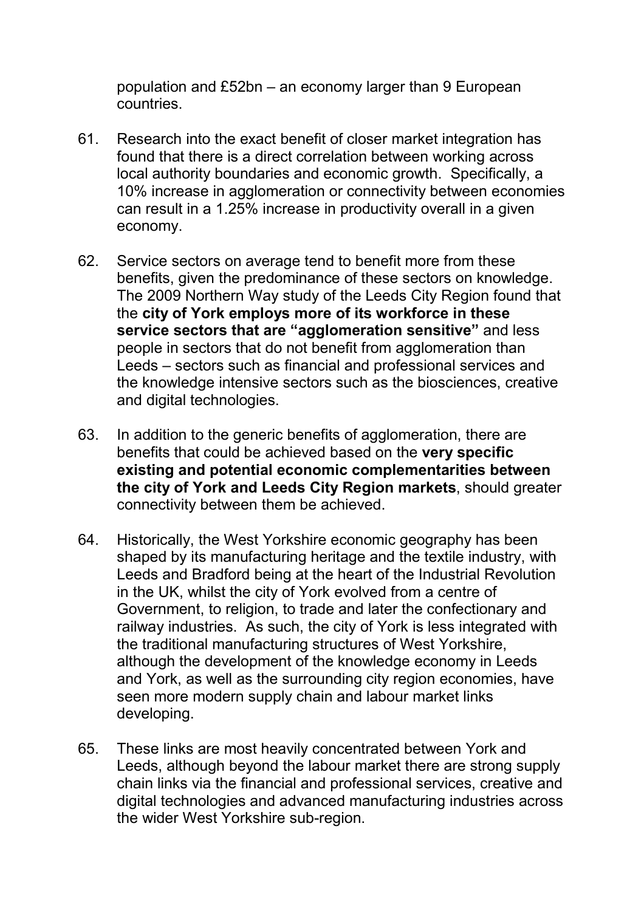population and £52bn – an economy larger than 9 European countries.

61. Research into the exact benefit of closer market integration has found that there is a direct correlation between working across local authority boundaries and economic growth. Specifically, a 10% increase in agglomeration or connectivity between economies can result in a 1.25% increase in productivity overall in a given economy.

62. Service sectors on average tend to benefit more from these benefits, given the predominance of these sectors on knowledge. The 2009 Northern Way study of the Leeds City Region found that the **city of York employs more of its workforce in these service sectors that are "agglomeration sensitive"** and less people in sectors that do not benefit from agglomeration than Leeds – sectors such as financial and professional services and the knowledge intensive sectors such as the biosciences, creative and digital technologies.

63. In addition to the generic benefits of agglomeration, there are benefits that could be achieved based on the **very specific existing and potential economic complementarities between the city of York and Leeds City Region markets**, should greater connectivity between them be achieved.

64. Historically, the West Yorkshire economic geography has been shaped by its manufacturing heritage and the textile industry, with Leeds and Bradford being at the heart of the Industrial Revolution in the UK, whilst the city of York evolved from a centre of Government, to religion, to trade and later the confectionary and railway industries. As such, the city of York is less integrated with the traditional manufacturing structures of West Yorkshire, although the development of the knowledge economy in Leeds and York, as well as the surrounding city region economies, have seen more modern supply chain and labour market links developing.

65. These links are most heavily concentrated between York and Leeds, although beyond the labour market there are strong supply chain links via the financial and professional services, creative and digital technologies and advanced manufacturing industries across the wider West Yorkshire sub-region.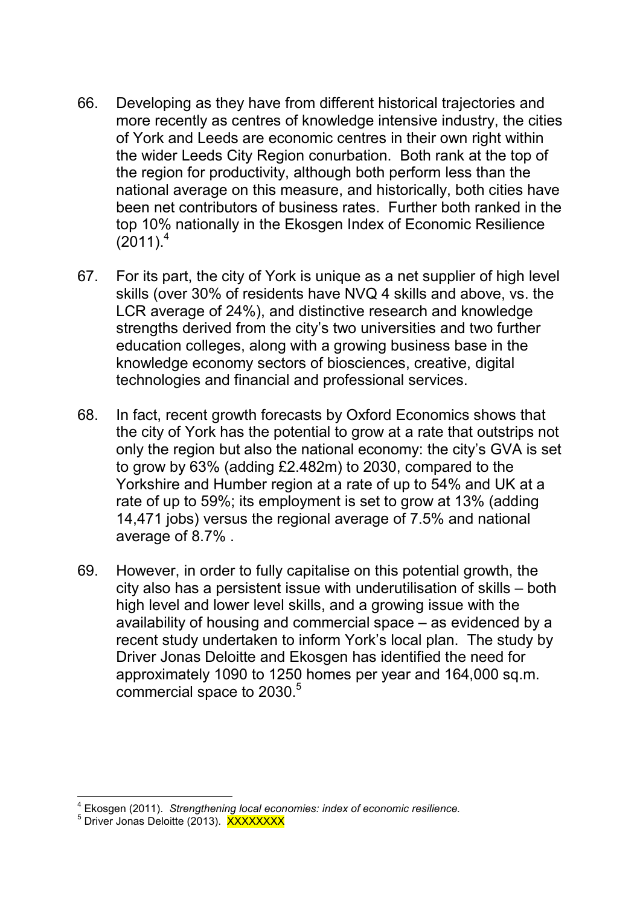66. Developing as they have from different historical trajectories and more recently as centres of knowledge intensive industry, the cities of York and Leeds are economic centres in their own right within the wider Leeds City Region conurbation. Both rank at the top of the region for productivity, although both perform less than the national average on this measure, and historically, both cities have been net contributors of business rates. Further both ranked in the top 10% nationally in the Ekosgen Index of Economic Resilience (2011).[4]

67. For its part, the city of York is unique as a net supplier of high level skills (over 30% of residents have NVQ 4 skills and above, vs. the LCR average of 24%), and distinctive research and knowledge strengths derived from the city's two universities and two further education colleges, along with a growing business base in the knowledge economy sectors of biosciences, creative, digital technologies and financial and professional services.

68. In fact, recent growth forecasts by Oxford Economics shows that the city of York has the potential to grow at a rate that outstrips not only the region but also the national economy: the city's GVA is set to grow by 63% (adding £2.482m) to 2030, compared to the Yorkshire and Humber region at a rate of up to 54% and UK at a rate of up to 59%; its employment is set to grow at 13% (adding 14,471 jobs) versus the regional average of 7.5% and national average of 8.7% .

69. However, in order to fully capitalise on this potential growth, the city also has a persistent issue with underutilisation of skills – both high level and lower level skills, and a growing issue with the availability of housing and commercial space – as evidenced by a recent study undertaken to inform York's local plan. The study by Driver Jonas Deloitte and Ekosgen has identified the need for approximately 1090 to 1250 homes per year and 164,000 sq.m. commercial space to 2030.[5]

---

[4] Ekosgen (2011). *Strengthening local economies: index of economic resilience.*

[5] Driver Jonas Deloitte (2013). XXXXXXXX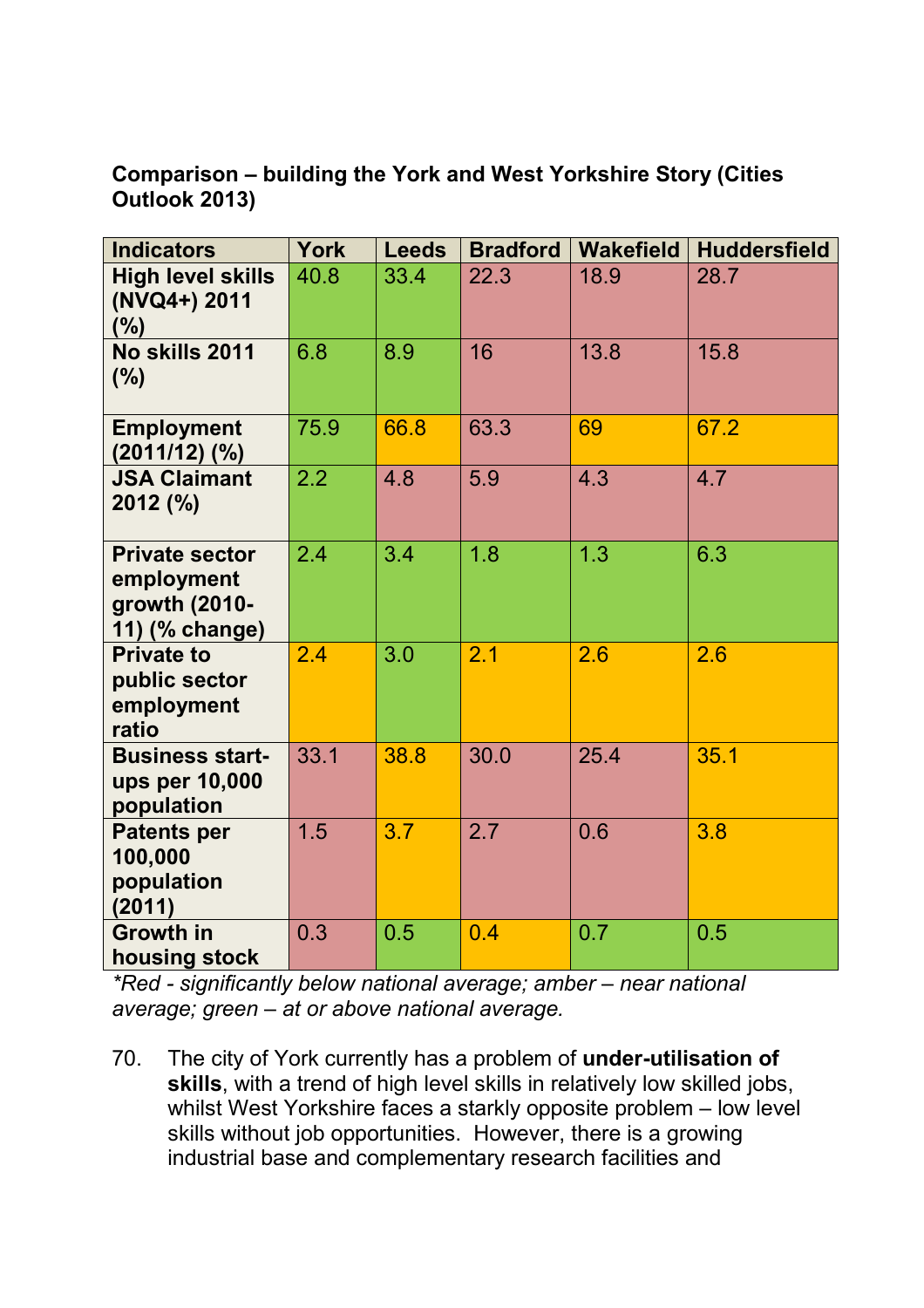**Comparison – building the York and West Yorkshire Story (Cities Outlook 2013)**

| Indicators | York | Leeds | Bradford | Wakefield | Huddersfield |
|---|---|---|---|---|---|
| High level skills (NVQ4+) 2011 (%) | 40.8 | 33.4 | 22.3 | 18.9 | 28.7 |
| No skills 2011 (%) | 6.8 | 8.9 | 16 | 13.8 | 15.8 |
| Employment (2011/12) (%) | 75.9 | 66.8 | 63.3 | 69 | 67.2 |
| JSA Claimant 2012 (%) | 2.2 | 4.8 | 5.9 | 4.3 | 4.7 |
| Private sector employment growth (2010-11) (% change) | 2.4 | 3.4 | 1.8 | 1.3 | 6.3 |
| Private to public sector employment ratio | 2.4 | 3.0 | 2.1 | 2.6 | 2.6 |
| Business start-ups per 10,000 population | 33.1 | 38.8 | 30.0 | 25.4 | 35.1 |
| Patents per 100,000 population (2011) | 1.5 | 3.7 | 2.7 | 0.6 | 3.8 |
| Growth in housing stock | 0.3 | 0.5 | 0.4 | 0.7 | 0.5 |

*\*Red - significantly below national average; amber – near national average; green – at or above national average.*

70. The city of York currently has a problem of **under-utilisation of skills**, with a trend of high level skills in relatively low skilled jobs, whilst West Yorkshire faces a starkly opposite problem – low level skills without job opportunities. However, there is a growing industrial base and complementary research facilities and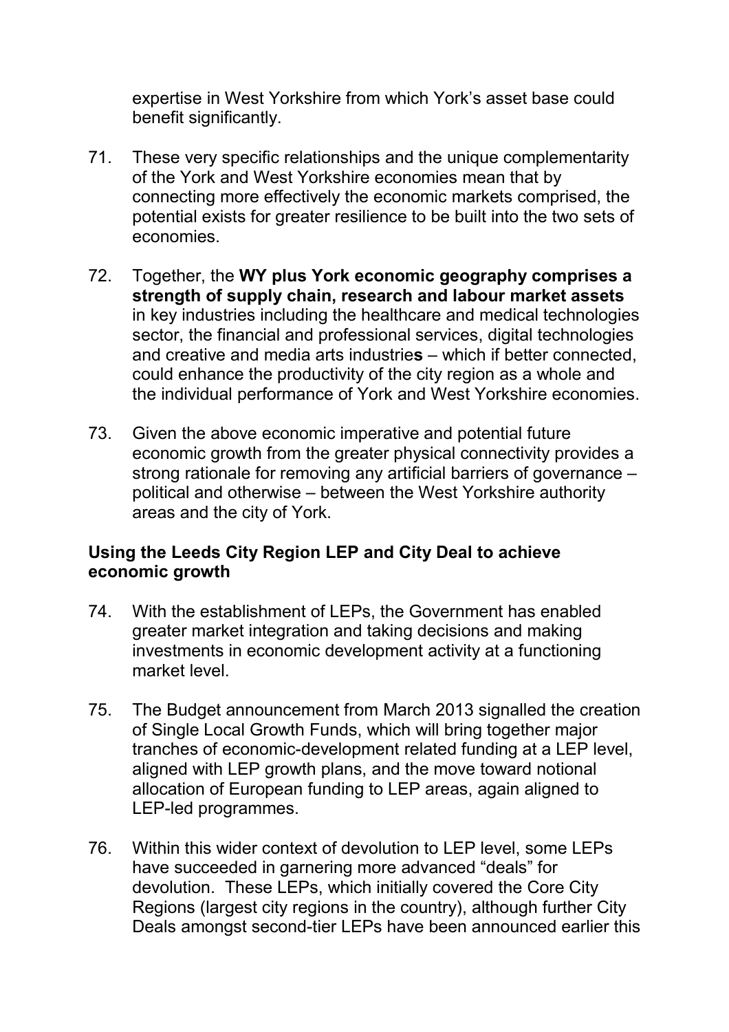expertise in West Yorkshire from which York's asset base could benefit significantly.

71. These very specific relationships and the unique complementarity of the York and West Yorkshire economies mean that by connecting more effectively the economic markets comprised, the potential exists for greater resilience to be built into the two sets of economies.

72. Together, the **WY plus York economic geography comprises a strength of supply chain, research and labour market assets** in key industries including the healthcare and medical technologies sector, the financial and professional services, digital technologies and creative and media arts industrie**s** – which if better connected, could enhance the productivity of the city region as a whole and the individual performance of York and West Yorkshire economies.

73. Given the above economic imperative and potential future economic growth from the greater physical connectivity provides a strong rationale for removing any artificial barriers of governance – political and otherwise – between the West Yorkshire authority areas and the city of York.

**Using the Leeds City Region LEP and City Deal to achieve economic growth**

74. With the establishment of LEPs, the Government has enabled greater market integration and taking decisions and making investments in economic development activity at a functioning market level.

75. The Budget announcement from March 2013 signalled the creation of Single Local Growth Funds, which will bring together major tranches of economic-development related funding at a LEP level, aligned with LEP growth plans, and the move toward notional allocation of European funding to LEP areas, again aligned to LEP-led programmes.

76. Within this wider context of devolution to LEP level, some LEPs have succeeded in garnering more advanced "deals" for devolution. These LEPs, which initially covered the Core City Regions (largest city regions in the country), although further City Deals amongst second-tier LEPs have been announced earlier this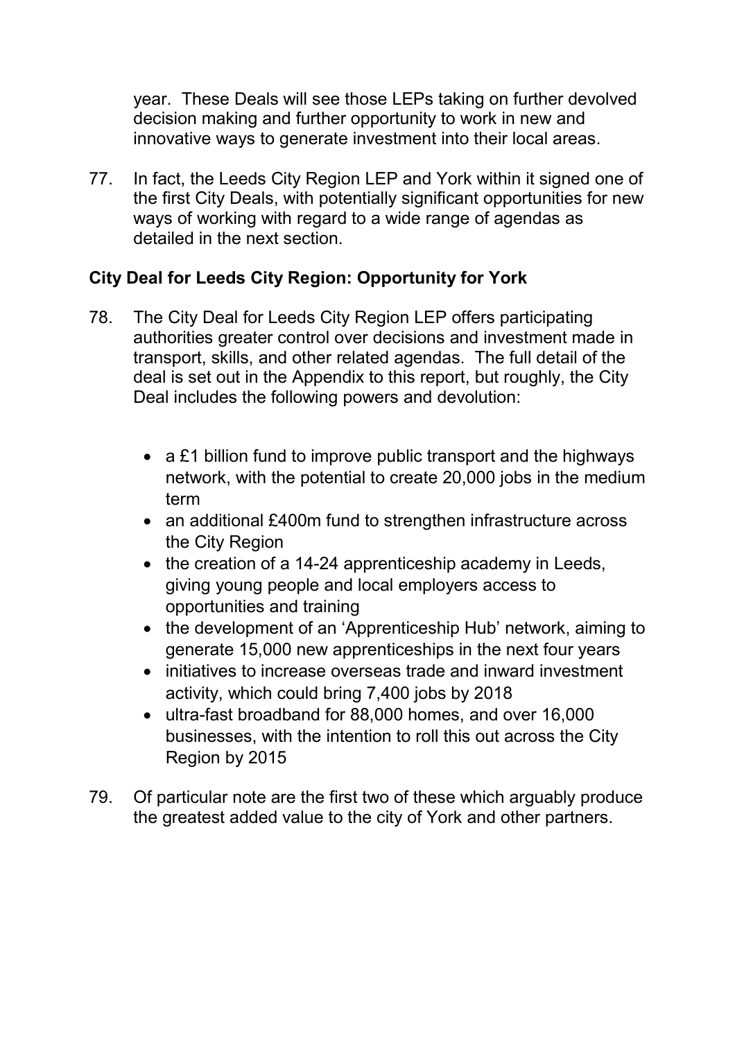year. These Deals will see those LEPs taking on further devolved decision making and further opportunity to work in new and innovative ways to generate investment into their local areas.

77. In fact, the Leeds City Region LEP and York within it signed one of the first City Deals, with potentially significant opportunities for new ways of working with regard to a wide range of agendas as detailed in the next section.

**City Deal for Leeds City Region: Opportunity for York**

78. The City Deal for Leeds City Region LEP offers participating authorities greater control over decisions and investment made in transport, skills, and other related agendas. The full detail of the deal is set out in the Appendix to this report, but roughly, the City Deal includes the following powers and devolution:

    - a £1 billion fund to improve public transport and the highways network, with the potential to create 20,000 jobs in the medium term
    - an additional £400m fund to strengthen infrastructure across the City Region
    - the creation of a 14-24 apprenticeship academy in Leeds, giving young people and local employers access to opportunities and training
    - the development of an 'Apprenticeship Hub' network, aiming to generate 15,000 new apprenticeships in the next four years
    - initiatives to increase overseas trade and inward investment activity, which could bring 7,400 jobs by 2018
    - ultra-fast broadband for 88,000 homes, and over 16,000 businesses, with the intention to roll this out across the City Region by 2015

79. Of particular note are the first two of these which arguably produce the greatest added value to the city of York and other partners.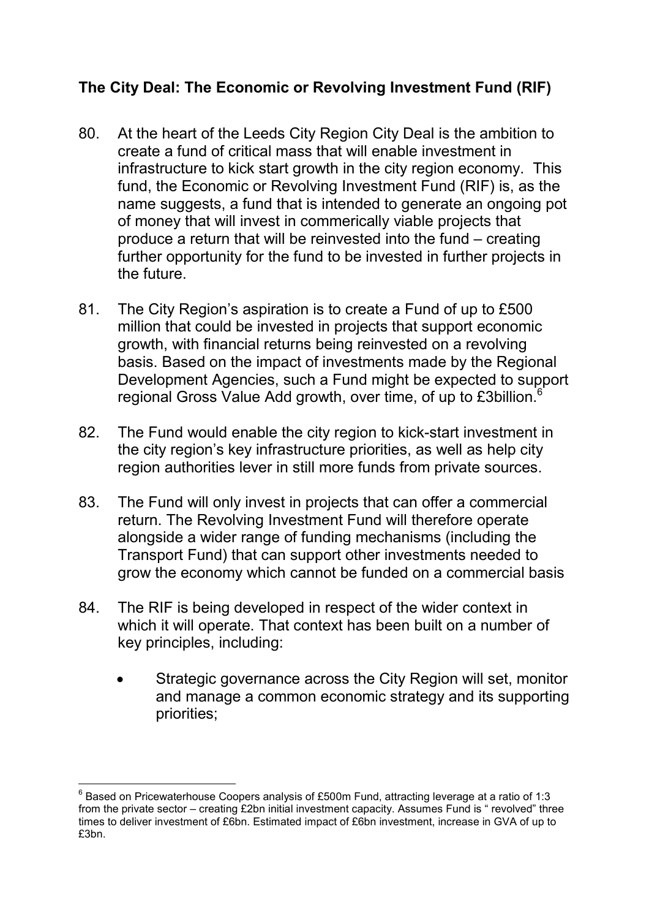## The City Deal: The Economic or Revolving Investment Fund (RIF)

80. At the heart of the Leeds City Region City Deal is the ambition to create a fund of critical mass that will enable investment in infrastructure to kick start growth in the city region economy. This fund, the Economic or Revolving Investment Fund (RIF) is, as the name suggests, a fund that is intended to generate an ongoing pot of money that will invest in commerically viable projects that produce a return that will be reinvested into the fund – creating further opportunity for the fund to be invested in further projects in the future.

81. The City Region's aspiration is to create a Fund of up to £500 million that could be invested in projects that support economic growth, with financial returns being reinvested on a revolving basis. Based on the impact of investments made by the Regional Development Agencies, such a Fund might be expected to support regional Gross Value Add growth, over time, of up to £3billion.[6]

82. The Fund would enable the city region to kick-start investment in the city region's key infrastructure priorities, as well as help city region authorities lever in still more funds from private sources.

83. The Fund will only invest in projects that can offer a commercial return. The Revolving Investment Fund will therefore operate alongside a wider range of funding mechanisms (including the Transport Fund) that can support other investments needed to grow the economy which cannot be funded on a commercial basis

84. The RIF is being developed in respect of the wider context in which it will operate. That context has been built on a number of key principles, including:

    - Strategic governance across the City Region will set, monitor and manage a common economic strategy and its supporting priorities;

---

[6] Based on Pricewaterhouse Coopers analysis of £500m Fund, attracting leverage at a ratio of 1:3 from the private sector – creating £2bn initial investment capacity. Assumes Fund is " revolved" three times to deliver investment of £6bn. Estimated impact of £6bn investment, increase in GVA of up to £3bn.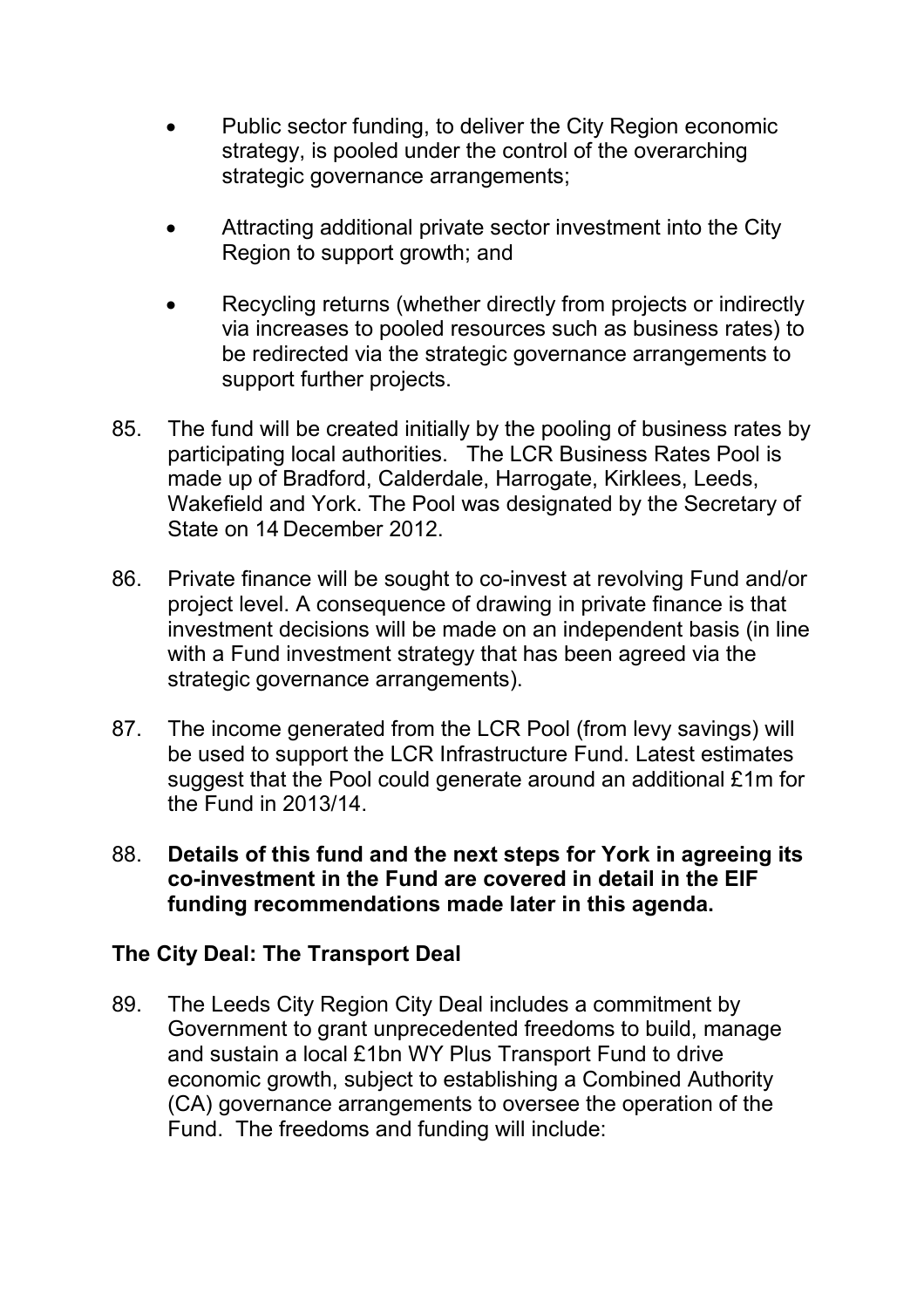- Public sector funding, to deliver the City Region economic strategy, is pooled under the control of the overarching strategic governance arrangements;

- Attracting additional private sector investment into the City Region to support growth; and

- Recycling returns (whether directly from projects or indirectly via increases to pooled resources such as business rates) to be redirected via the strategic governance arrangements to support further projects.

85. The fund will be created initially by the pooling of business rates by participating local authorities. The LCR Business Rates Pool is made up of Bradford, Calderdale, Harrogate, Kirklees, Leeds, Wakefield and York. The Pool was designated by the Secretary of State on 14 December 2012.

86. Private finance will be sought to co-invest at revolving Fund and/or project level. A consequence of drawing in private finance is that investment decisions will be made on an independent basis (in line with a Fund investment strategy that has been agreed via the strategic governance arrangements).

87. The income generated from the LCR Pool (from levy savings) will be used to support the LCR Infrastructure Fund. Latest estimates suggest that the Pool could generate around an additional £1m for the Fund in 2013/14.

88. **Details of this fund and the next steps for York in agreeing its co-investment in the Fund are covered in detail in the EIF funding recommendations made later in this agenda.**

**The City Deal: The Transport Deal**

89. The Leeds City Region City Deal includes a commitment by Government to grant unprecedented freedoms to build, manage and sustain a local £1bn WY Plus Transport Fund to drive economic growth, subject to establishing a Combined Authority (CA) governance arrangements to oversee the operation of the Fund. The freedoms and funding will include: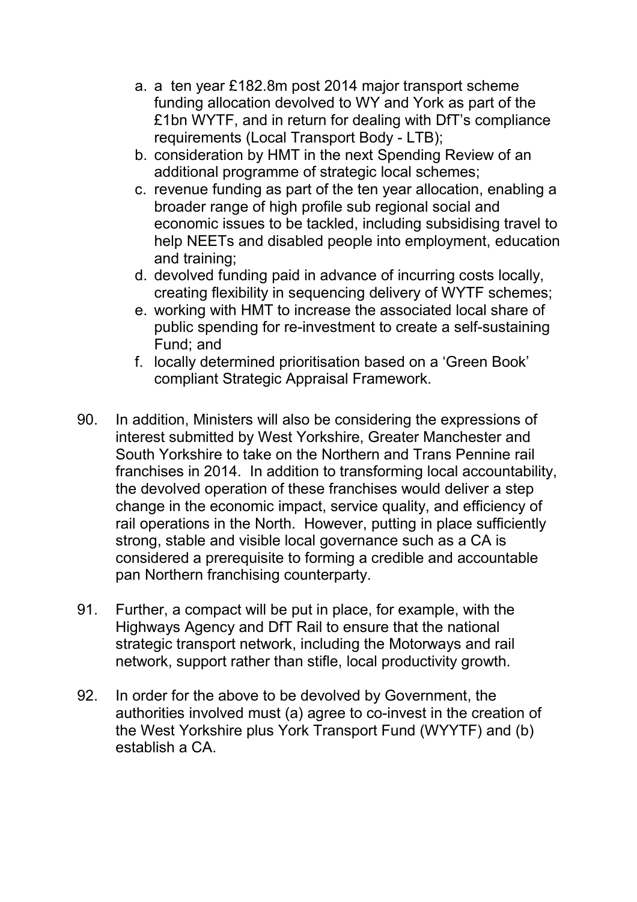a. a ten year £182.8m post 2014 major transport scheme funding allocation devolved to WY and York as part of the £1bn WYTF, and in return for dealing with DfT's compliance requirements (Local Transport Body - LTB);
b. consideration by HMT in the next Spending Review of an additional programme of strategic local schemes;
c. revenue funding as part of the ten year allocation, enabling a broader range of high profile sub regional social and economic issues to be tackled, including subsidising travel to help NEETs and disabled people into employment, education and training;
d. devolved funding paid in advance of incurring costs locally, creating flexibility in sequencing delivery of WYTF schemes;
e. working with HMT to increase the associated local share of public spending for re-investment to create a self-sustaining Fund; and
f. locally determined prioritisation based on a 'Green Book' compliant Strategic Appraisal Framework.

90. In addition, Ministers will also be considering the expressions of interest submitted by West Yorkshire, Greater Manchester and South Yorkshire to take on the Northern and Trans Pennine rail franchises in 2014. In addition to transforming local accountability, the devolved operation of these franchises would deliver a step change in the economic impact, service quality, and efficiency of rail operations in the North. However, putting in place sufficiently strong, stable and visible local governance such as a CA is considered a prerequisite to forming a credible and accountable pan Northern franchising counterparty.

91. Further, a compact will be put in place, for example, with the Highways Agency and DfT Rail to ensure that the national strategic transport network, including the Motorways and rail network, support rather than stifle, local productivity growth.

92. In order for the above to be devolved by Government, the authorities involved must (a) agree to co-invest in the creation of the West Yorkshire plus York Transport Fund (WYYTF) and (b) establish a CA.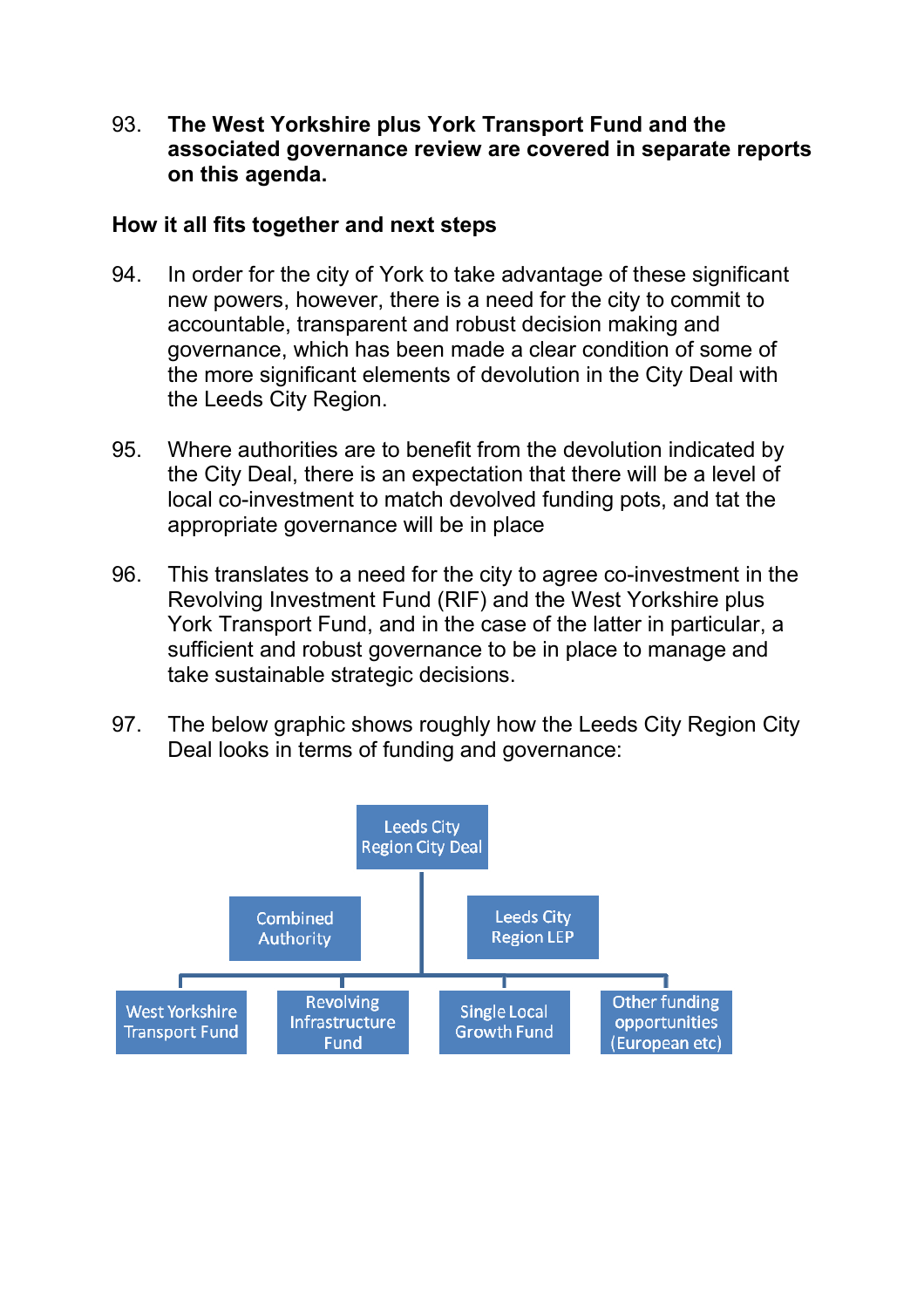93. **The West Yorkshire plus York Transport Fund and the associated governance review are covered in separate reports on this agenda.**

**How it all fits together and next steps**

94. In order for the city of York to take advantage of these significant new powers, however, there is a need for the city to commit to accountable, transparent and robust decision making and governance, which has been made a clear condition of some of the more significant elements of devolution in the City Deal with the Leeds City Region.

95. Where authorities are to benefit from the devolution indicated by the City Deal, there is an expectation that there will be a level of local co-investment to match devolved funding pots, and tat the appropriate governance will be in place

96. This translates to a need for the city to agree co-investment in the Revolving Investment Fund (RIF) and the West Yorkshire plus York Transport Fund, and in the case of the latter in particular, a sufficient and robust governance to be in place to manage and take sustainable strategic decisions.

97. The below graphic shows roughly how the Leeds City Region City Deal looks in terms of funding and governance:

- Leeds City Region City Deal
  - Combined Authority
  - Leeds City Region LEP
  - West Yorkshire Transport Fund
  - Revolving Infrastructure Fund
  - Single Local Growth Fund
  - Other funding opportunities (European etc)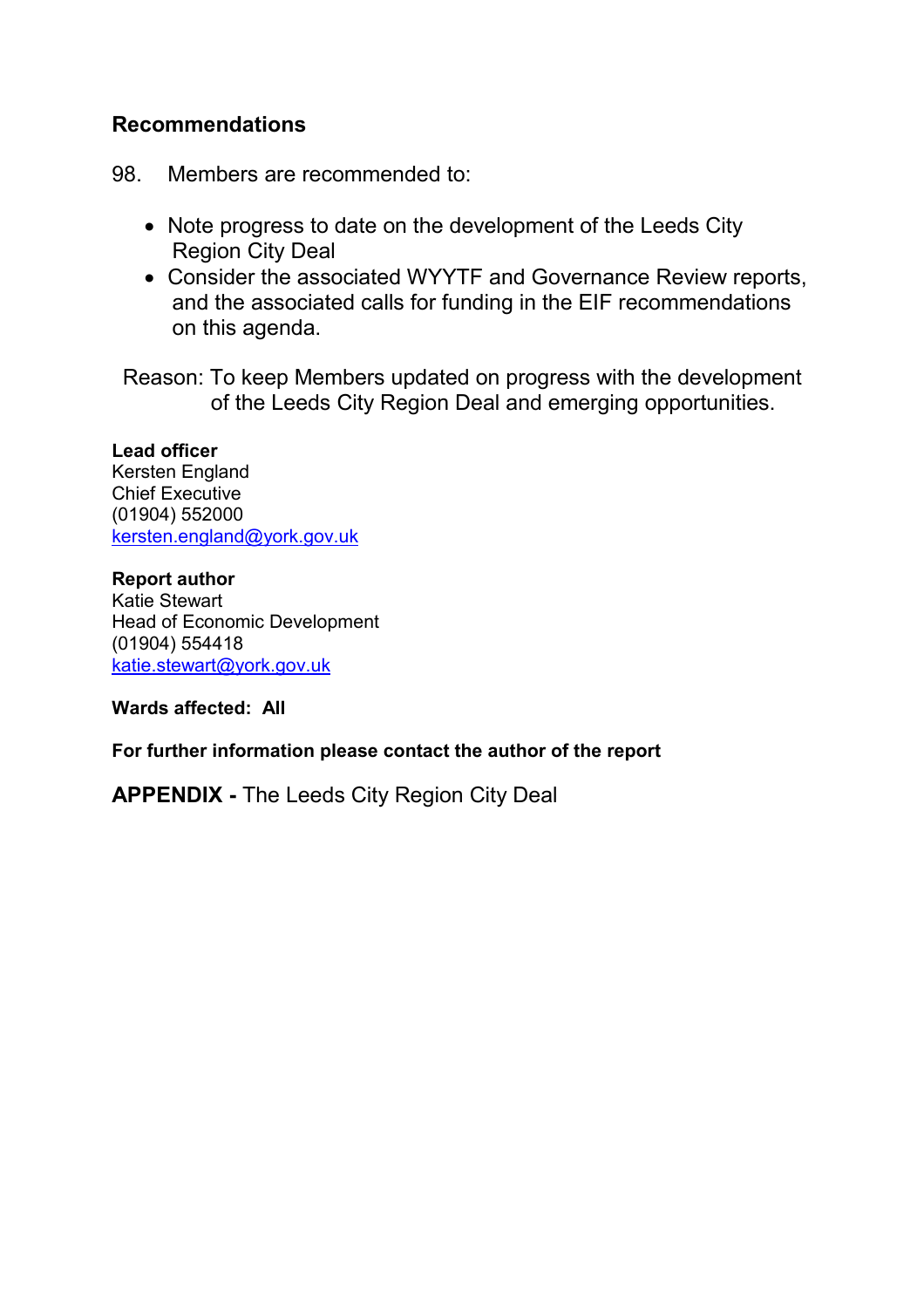## Recommendations

98. Members are recommended to:

- Note progress to date on the development of the Leeds City Region City Deal
- Consider the associated WYYTF and Governance Review reports, and the associated calls for funding in the EIF recommendations on this agenda.

Reason: To keep Members updated on progress with the development of the Leeds City Region Deal and emerging opportunities.

**Lead officer**
Kersten England
Chief Executive
(01904) 552000
kersten.england@york.gov.uk

**Report author**
Katie Stewart
Head of Economic Development
(01904) 554418
katie.stewart@york.gov.uk

**Wards affected: All**

**For further information please contact the author of the report**

**APPENDIX -** The Leeds City Region City Deal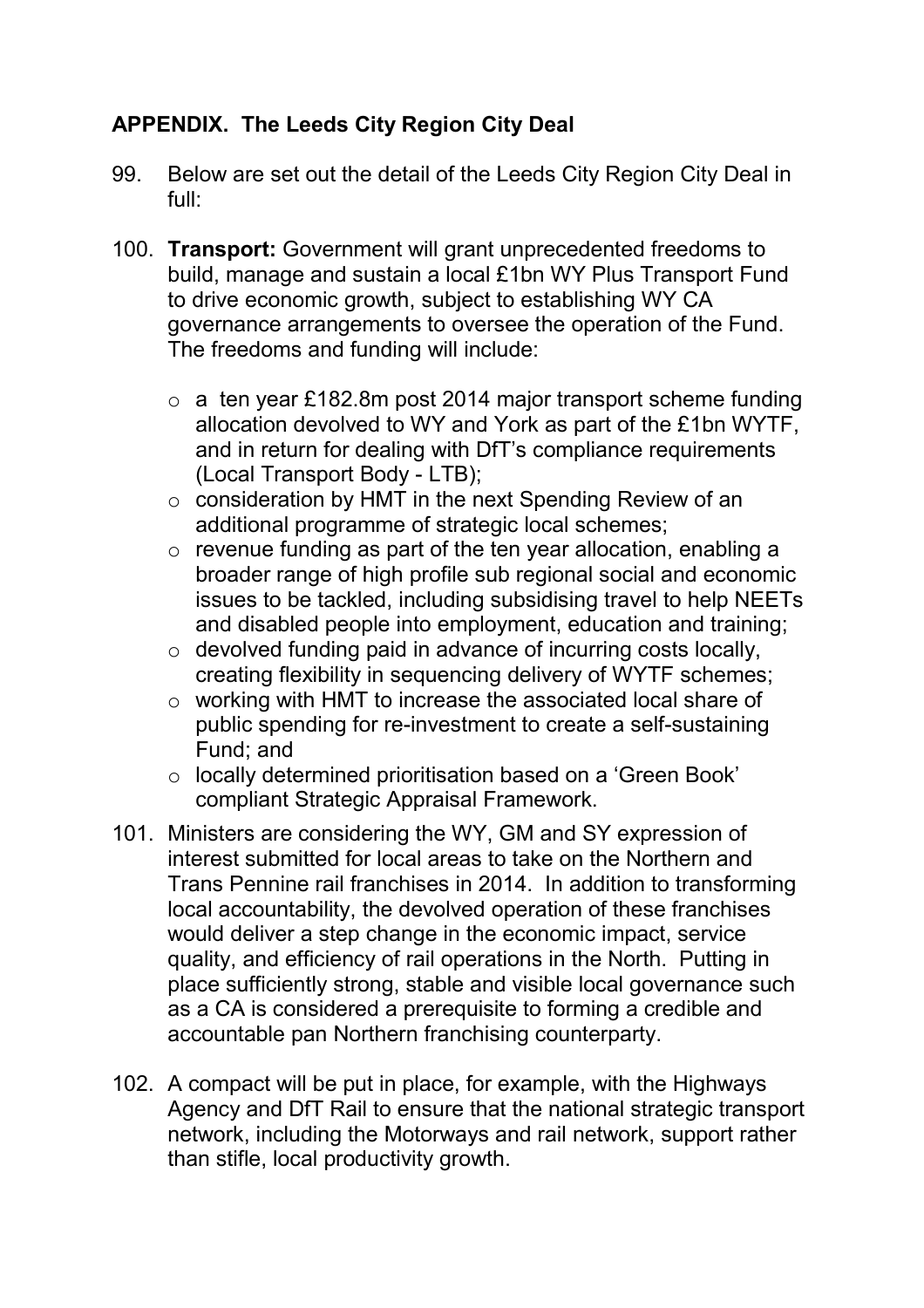## APPENDIX. The Leeds City Region City Deal

99. Below are set out the detail of the Leeds City Region City Deal in full:

100. **Transport:** Government will grant unprecedented freedoms to build, manage and sustain a local £1bn WY Plus Transport Fund to drive economic growth, subject to establishing WY CA governance arrangements to oversee the operation of the Fund. The freedoms and funding will include:

    - a ten year £182.8m post 2014 major transport scheme funding allocation devolved to WY and York as part of the £1bn WYTF, and in return for dealing with DfT's compliance requirements (Local Transport Body - LTB);
    - consideration by HMT in the next Spending Review of an additional programme of strategic local schemes;
    - revenue funding as part of the ten year allocation, enabling a broader range of high profile sub regional social and economic issues to be tackled, including subsidising travel to help NEETs and disabled people into employment, education and training;
    - devolved funding paid in advance of incurring costs locally, creating flexibility in sequencing delivery of WYTF schemes;
    - working with HMT to increase the associated local share of public spending for re-investment to create a self-sustaining Fund; and
    - locally determined prioritisation based on a 'Green Book' compliant Strategic Appraisal Framework.

101. Ministers are considering the WY, GM and SY expression of interest submitted for local areas to take on the Northern and Trans Pennine rail franchises in 2014. In addition to transforming local accountability, the devolved operation of these franchises would deliver a step change in the economic impact, service quality, and efficiency of rail operations in the North. Putting in place sufficiently strong, stable and visible local governance such as a CA is considered a prerequisite to forming a credible and accountable pan Northern franchising counterparty.

102. A compact will be put in place, for example, with the Highways Agency and DfT Rail to ensure that the national strategic transport network, including the Motorways and rail network, support rather than stifle, local productivity growth.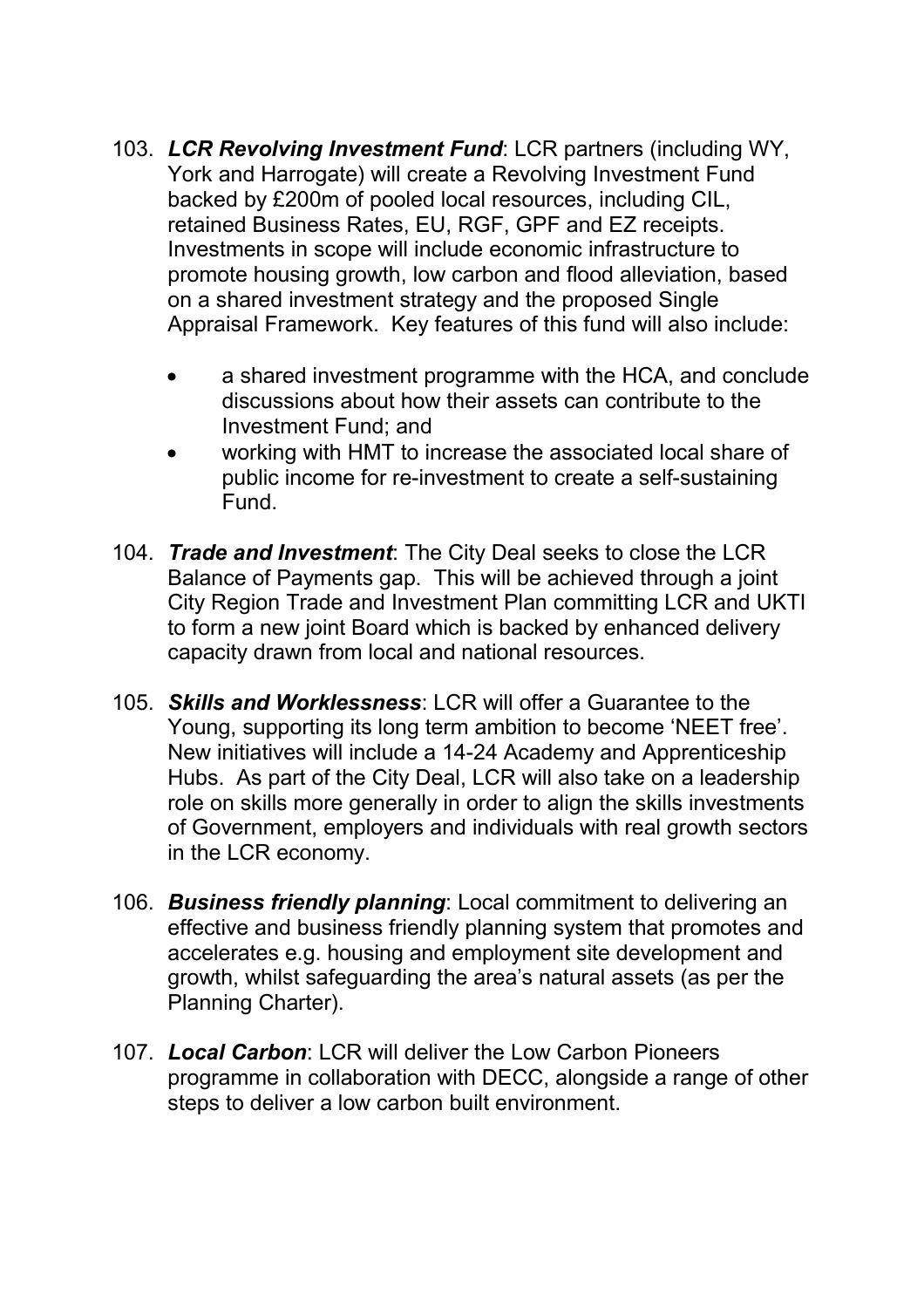103. ***LCR Revolving Investment Fund***: LCR partners (including WY, York and Harrogate) will create a Revolving Investment Fund backed by £200m of pooled local resources, including CIL, retained Business Rates, EU, RGF, GPF and EZ receipts. Investments in scope will include economic infrastructure to promote housing growth, low carbon and flood alleviation, based on a shared investment strategy and the proposed Single Appraisal Framework. Key features of this fund will also include:

    - a shared investment programme with the HCA, and conclude discussions about how their assets can contribute to the Investment Fund; and
    - working with HMT to increase the associated local share of public income for re-investment to create a self-sustaining Fund.

104. ***Trade and Investment***: The City Deal seeks to close the LCR Balance of Payments gap. This will be achieved through a joint City Region Trade and Investment Plan committing LCR and UKTI to form a new joint Board which is backed by enhanced delivery capacity drawn from local and national resources.

105. ***Skills and Worklessness***: LCR will offer a Guarantee to the Young, supporting its long term ambition to become 'NEET free'. New initiatives will include a 14-24 Academy and Apprenticeship Hubs. As part of the City Deal, LCR will also take on a leadership role on skills more generally in order to align the skills investments of Government, employers and individuals with real growth sectors in the LCR economy.

106. ***Business friendly planning***: Local commitment to delivering an effective and business friendly planning system that promotes and accelerates e.g. housing and employment site development and growth, whilst safeguarding the area's natural assets (as per the Planning Charter).

107. ***Local Carbon***: LCR will deliver the Low Carbon Pioneers programme in collaboration with DECC, alongside a range of other steps to deliver a low carbon built environment.